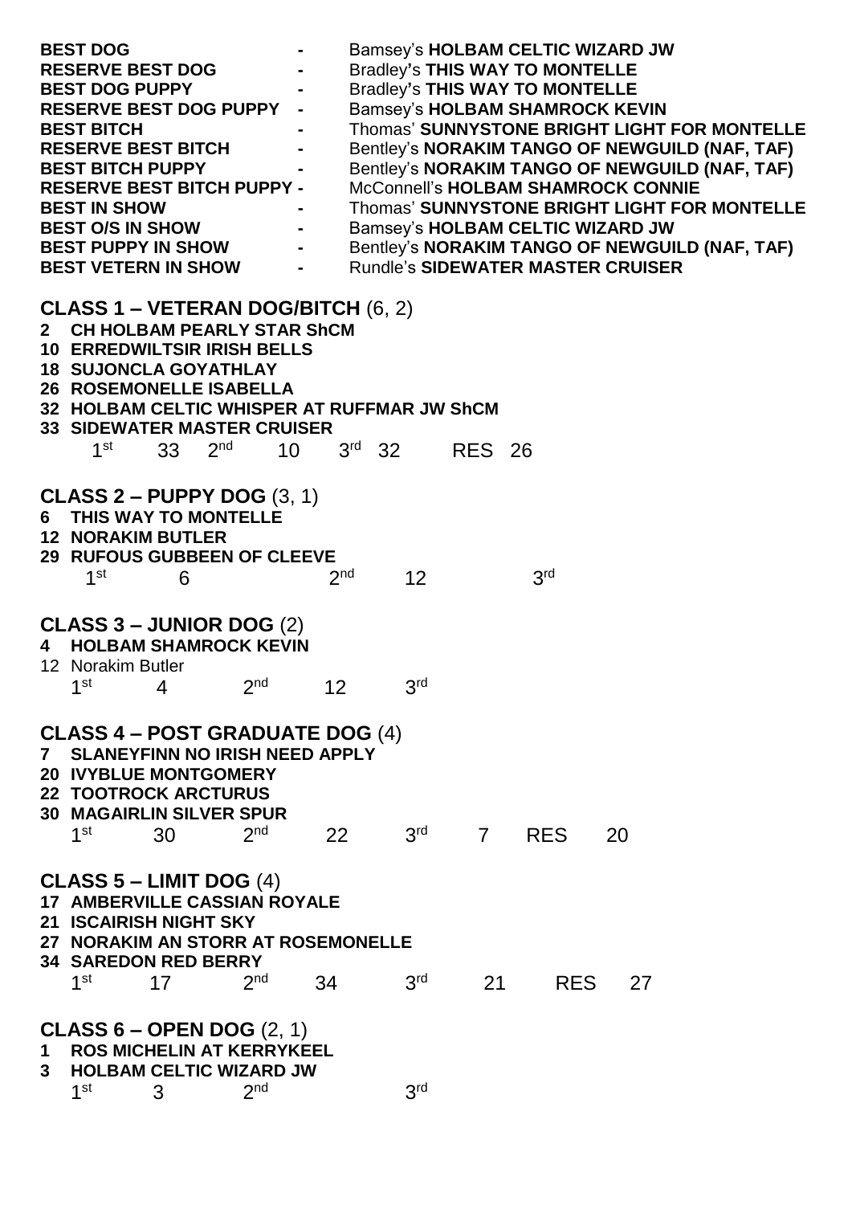| | | |
|---|---|---|
| **BEST DOG** | - | Bamsey's **HOLBAM CELTIC WIZARD JW** |
| **RESERVE BEST DOG** | - | Bradley's **THIS WAY TO MONTELLE** |
| **BEST DOG PUPPY** | - | Bradley's **THIS WAY TO MONTELLE** |
| **RESERVE BEST DOG PUPPY** | - | Bamsey's **HOLBAM SHAMROCK KEVIN** |
| **BEST BITCH** | - | Thomas' **SUNNYSTONE BRIGHT LIGHT FOR MONTELLE** |
| **RESERVE BEST BITCH** | - | Bentley's **NORAKIM TANGO OF NEWGUILD (NAF, TAF)** |
| **BEST BITCH PUPPY** | - | Bentley's **NORAKIM TANGO OF NEWGUILD (NAF, TAF)** |
| **RESERVE BEST BITCH PUPPY** | - | McConnell's **HOLBAM SHAMROCK CONNIE** |
| **BEST IN SHOW** | - | Thomas' **SUNNYSTONE BRIGHT LIGHT FOR MONTELLE** |
| **BEST O/S IN SHOW** | - | Bamsey's **HOLBAM CELTIC WIZARD JW** |
| **BEST PUPPY IN SHOW** | - | Bentley's **NORAKIM TANGO OF NEWGUILD (NAF, TAF)** |
| **BEST VETERN IN SHOW** | - | Rundle's **SIDEWATER MASTER CRUISER** |

## CLASS 1 – VETERAN DOG/BITCH (6, 2)

**2 CH HOLBAM PEARLY STAR ShCM**
**10 ERREDWILTSIR IRISH BELLS**
**18 SUJONCLA GOYATHLAY**
**26 ROSEMONELLE ISABELLA**
**32 HOLBAM CELTIC WHISPER AT RUFFMAR JW ShCM**
**33 SIDEWATER MASTER CRUISER**

1st 33 2nd 10 3rd 32 RES 26

## CLASS 2 – PUPPY DOG (3, 1)

**6 THIS WAY TO MONTELLE**
**12 NORAKIM BUTLER**
**29 RUFOUS GUBBEEN OF CLEEVE**

1st 6 2nd 12 3rd

## CLASS 3 – JUNIOR DOG (2)

**4 HOLBAM SHAMROCK KEVIN**
12 Norakim Butler

1st 4 2nd 12 3rd

## CLASS 4 – POST GRADUATE DOG (4)

**7 SLANEYFINN NO IRISH NEED APPLY**
**20 IVYBLUE MONTGOMERY**
**22 TOOTROCK ARCTURUS**
**30 MAGAIRLIN SILVER SPUR**

1st 30 2nd 22 3rd 7 RES 20

## CLASS 5 – LIMIT DOG (4)

**17 AMBERVILLE CASSIAN ROYALE**
**21 ISCAIRISH NIGHT SKY**
**27 NORAKIM AN STORR AT ROSEMONELLE**
**34 SAREDON RED BERRY**

1st 17 2nd 34 3rd 21 RES 27

## CLASS 6 – OPEN DOG (2, 1)

**1 ROS MICHELIN AT KERRYKEEL**
**3 HOLBAM CELTIC WIZARD JW**

1st 3 2nd 3rd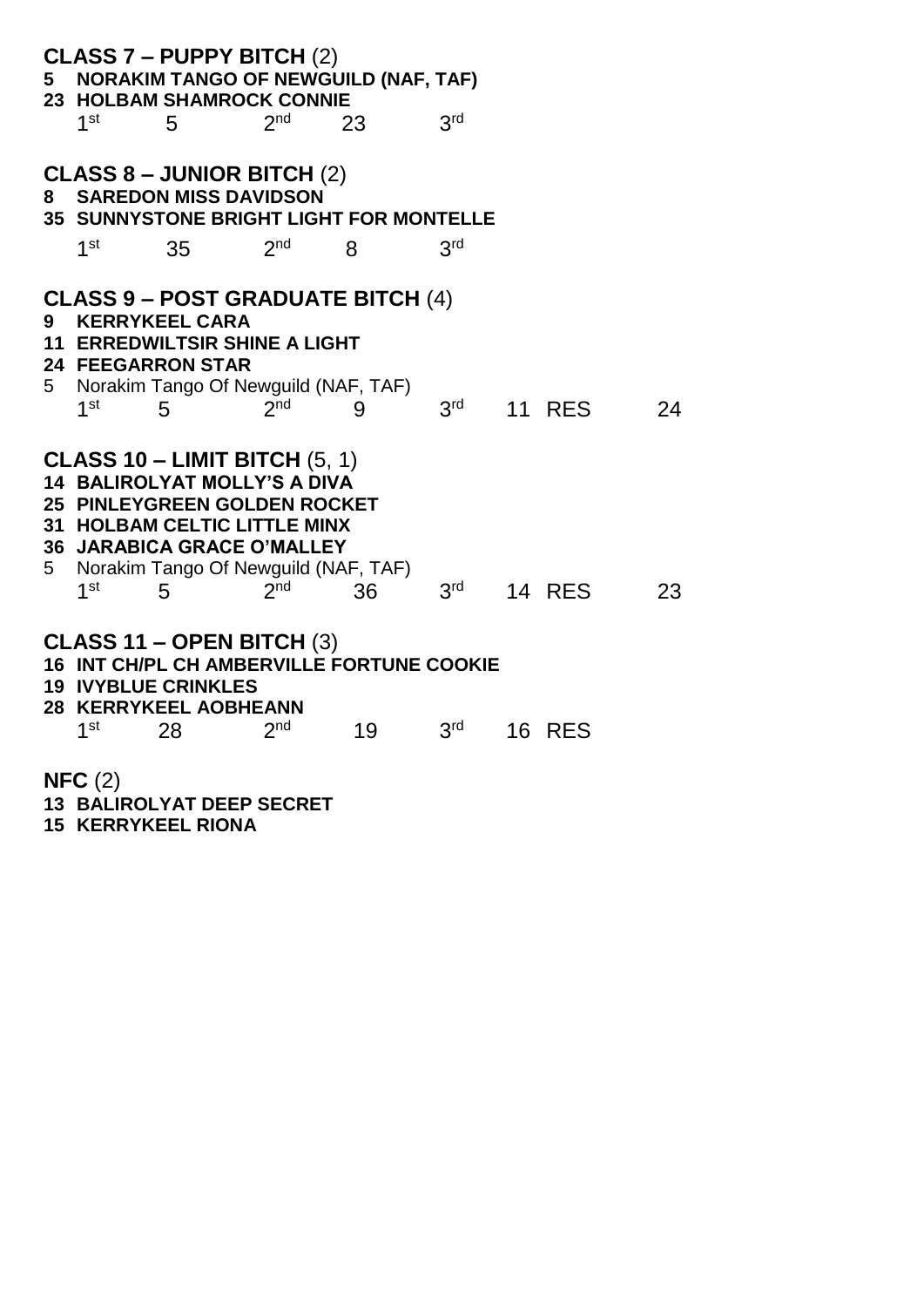**CLASS 7 – PUPPY BITCH** (2)

**5 NORAKIM TANGO OF NEWGUILD (NAF, TAF)**
**23 HOLBAM SHAMROCK CONNIE**

1st 5 2nd 23 3rd

**CLASS 8 – JUNIOR BITCH** (2)

**8 SAREDON MISS DAVIDSON**
**35 SUNNYSTONE BRIGHT LIGHT FOR MONTELLE**

1st 35 2nd 8 3rd

**CLASS 9 – POST GRADUATE BITCH** (4)

**9 KERRYKEEL CARA**
**11 ERREDWILTSIR SHINE A LIGHT**
**24 FEEGARRON STAR**
5 Norakim Tango Of Newguild (NAF, TAF)

1st 5 2nd 9 3rd 11 RES 24

**CLASS 10 – LIMIT BITCH** (5, 1)

**14 BALIROLYAT MOLLY'S A DIVA**
**25 PINLEYGREEN GOLDEN ROCKET**
**31 HOLBAM CELTIC LITTLE MINX**
**36 JARABICA GRACE O'MALLEY**
5 Norakim Tango Of Newguild (NAF, TAF)

1st 5 2nd 36 3rd 14 RES 23

**CLASS 11 – OPEN BITCH** (3)

**16 INT CH/PL CH AMBERVILLE FORTUNE COOKIE**
**19 IVYBLUE CRINKLES**
**28 KERRYKEEL AOBHEANN**

1st 28 2nd 19 3rd 16 RES

**NFC** (2)

**13 BALIROLYAT DEEP SECRET**
**15 KERRYKEEL RIONA**